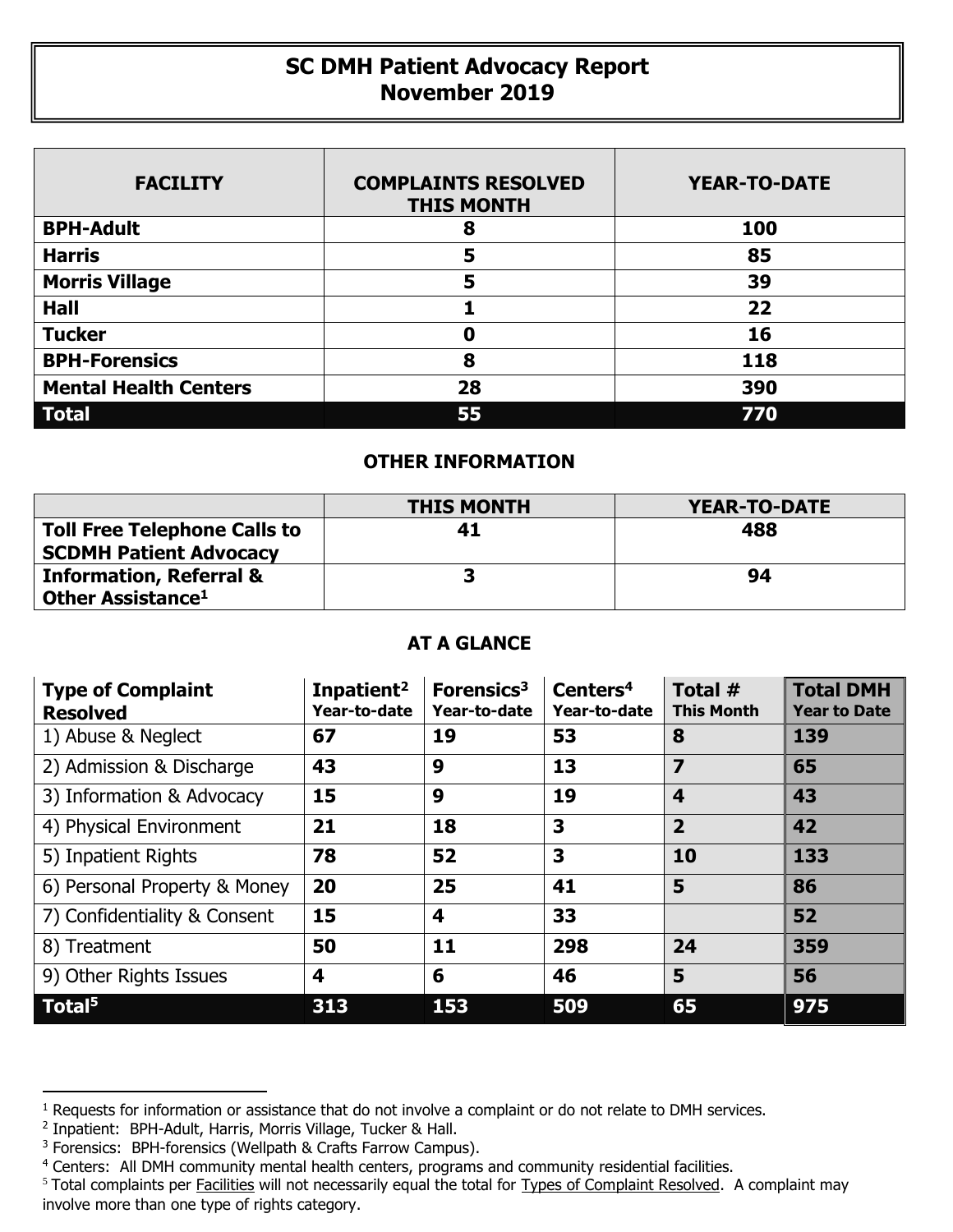# SC DMH Patient Advocacy Report
## November 2019

| FACILITY | COMPLAINTS RESOLVED THIS MONTH | YEAR-TO-DATE |
|---|---|---|
| **BPH-Adult** | **8** | **100** |
| **Harris** | **5** | **85** |
| **Morris Village** | **5** | **39** |
| **Hall** | **1** | **22** |
| **Tucker** | **0** | **16** |
| **BPH-Forensics** | **8** | **118** |
| **Mental Health Centers** | **28** | **390** |
| **Total** | **55** | **770** |

### OTHER INFORMATION

| | THIS MONTH | YEAR-TO-DATE |
|---|---|---|
| **Toll Free Telephone Calls to SCDMH Patient Advocacy** | **41** | **488** |
| **Information, Referral & Other Assistance[1]** | **3** | **94** |

### AT A GLANCE

| Type of Complaint Resolved | Inpatient[2] Year-to-date | Forensics[3] Year-to-date | Centers[4] Year-to-date | Total # This Month | Total DMH Year to Date |
|---|---|---|---|---|---|
| 1) Abuse & Neglect | **67** | **19** | **53** | **8** | **139** |
| 2) Admission & Discharge | **43** | **9** | **13** | **7** | **65** |
| 3) Information & Advocacy | **15** | **9** | **19** | **4** | **43** |
| 4) Physical Environment | **21** | **18** | **3** | **2** | **42** |
| 5) Inpatient Rights | **78** | **52** | **3** | **10** | **133** |
| 6) Personal Property & Money | **20** | **25** | **41** | **5** | **86** |
| 7) Confidentiality & Consent | **15** | **4** | **33** | | **52** |
| 8) Treatment | **50** | **11** | **298** | **24** | **359** |
| 9) Other Rights Issues | **4** | **6** | **46** | **5** | **56** |
| **Total[5]** | **313** | **153** | **509** | **65** | **975** |

---

[1] Requests for information or assistance that do not involve a complaint or do not relate to DMH services.

[2] Inpatient: BPH-Adult, Harris, Morris Village, Tucker & Hall.

[3] Forensics: BPH-forensics (Wellpath & Crafts Farrow Campus).

[4] Centers: All DMH community mental health centers, programs and community residential facilities.

[5] Total complaints per Facilities will not necessarily equal the total for Types of Complaint Resolved. A complaint may involve more than one type of rights category.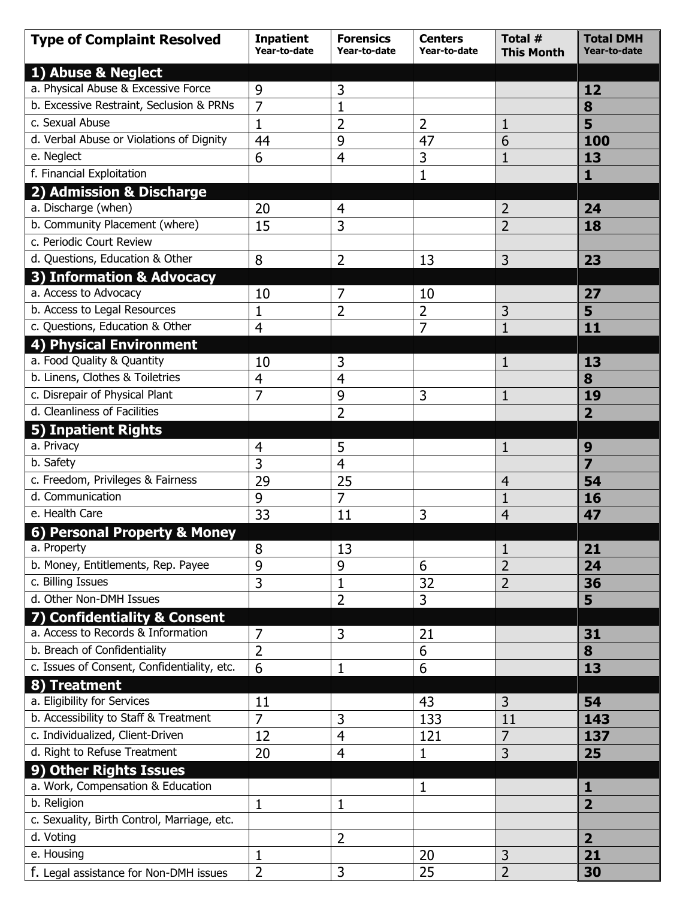| Type of Complaint Resolved | Inpatient Year-to-date | Forensics Year-to-date | Centers Year-to-date | Total # This Month | Total DMH Year-to-date |
|---|---|---|---|---|---|
| **1) Abuse & Neglect** | | | | | |
| a. Physical Abuse & Excessive Force | 9 | 3 | | | **12** |
| b. Excessive Restraint, Seclusion & PRNs | 7 | 1 | | | **8** |
| c. Sexual Abuse | 1 | 2 | 2 | 1 | **5** |
| d. Verbal Abuse or Violations of Dignity | 44 | 9 | 47 | 6 | **100** |
| e. Neglect | 6 | 4 | 3 | 1 | **13** |
| f. Financial Exploitation | | | 1 | | **1** |
| **2) Admission & Discharge** | | | | | |
| a. Discharge (when) | 20 | 4 | | 2 | **24** |
| b. Community Placement (where) | 15 | 3 | | 2 | **18** |
| c. Periodic Court Review | | | | | |
| d. Questions, Education & Other | 8 | 2 | 13 | 3 | **23** |
| **3) Information & Advocacy** | | | | | |
| a. Access to Advocacy | 10 | 7 | 10 | | **27** |
| b. Access to Legal Resources | 1 | 2 | 2 | 3 | **5** |
| c. Questions, Education & Other | 4 | | 7 | 1 | **11** |
| **4) Physical Environment** | | | | | |
| a. Food Quality & Quantity | 10 | 3 | | 1 | **13** |
| b. Linens, Clothes & Toiletries | 4 | 4 | | | **8** |
| c. Disrepair of Physical Plant | 7 | 9 | 3 | 1 | **19** |
| d. Cleanliness of Facilities | | 2 | | | **2** |
| **5) Inpatient Rights** | | | | | |
| a. Privacy | 4 | 5 | | 1 | **9** |
| b. Safety | 3 | 4 | | | **7** |
| c. Freedom, Privileges & Fairness | 29 | 25 | | 4 | **54** |
| d. Communication | 9 | 7 | | 1 | **16** |
| e. Health Care | 33 | 11 | 3 | 4 | **47** |
| **6) Personal Property & Money** | | | | | |
| a. Property | 8 | 13 | | 1 | **21** |
| b. Money, Entitlements, Rep. Payee | 9 | 9 | 6 | 2 | **24** |
| c. Billing Issues | 3 | 1 | 32 | 2 | **36** |
| d. Other Non-DMH Issues | | 2 | 3 | | **5** |
| **7) Confidentiality & Consent** | | | | | |
| a. Access to Records & Information | 7 | 3 | 21 | | **31** |
| b. Breach of Confidentiality | 2 | | 6 | | **8** |
| c. Issues of Consent, Confidentiality, etc. | 6 | 1 | 6 | | **13** |
| **8) Treatment** | | | | | |
| a. Eligibility for Services | 11 | | 43 | 3 | **54** |
| b. Accessibility to Staff & Treatment | 7 | 3 | 133 | 11 | **143** |
| c. Individualized, Client-Driven | 12 | 4 | 121 | 7 | **137** |
| d. Right to Refuse Treatment | 20 | 4 | 1 | 3 | **25** |
| **9) Other Rights Issues** | | | | | |
| a. Work, Compensation & Education | | | 1 | | **1** |
| b. Religion | 1 | 1 | | | **2** |
| c. Sexuality, Birth Control, Marriage, etc. | | | | | |
| d. Voting | | 2 | | | **2** |
| e. Housing | 1 | | 20 | 3 | **21** |
| f. Legal assistance for Non-DMH issues | 2 | 3 | 25 | 2 | **30** |